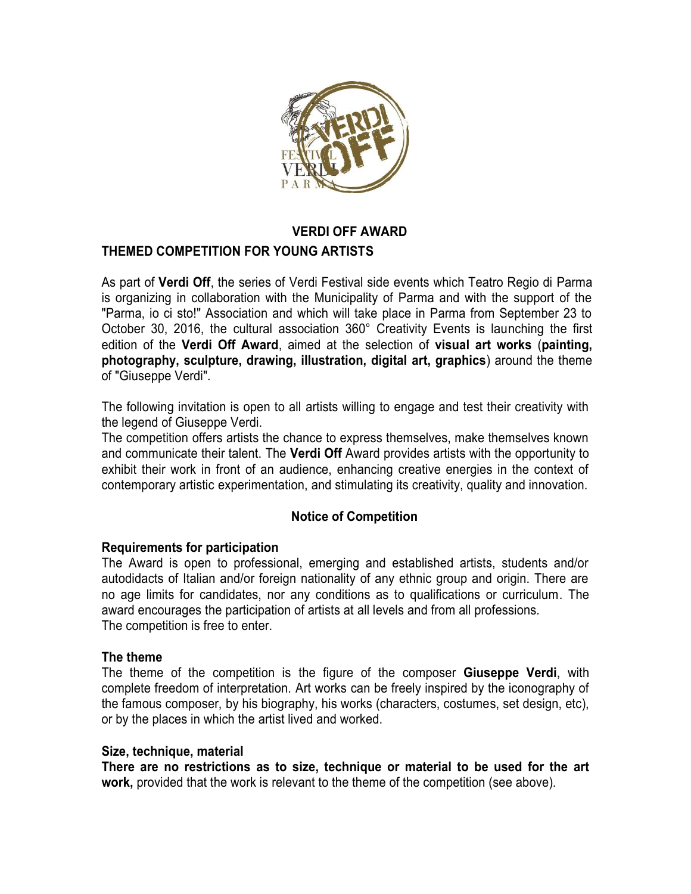# VERDI OFF AWARD

## THEMED COMPETITION FOR YOUNG ARTISTS

As part of **Verdi Off**, the series of Verdi Festival side events which Teatro Regio di Parma is organizing in collaboration with the Municipality of Parma and with the support of the "Parma, io ci sto!" Association and which will take place in Parma from September 23 to October 30, 2016, the cultural association 360° Creativity Events is launching the first edition of the **Verdi Off Award**, aimed at the selection of **visual art works** (**painting, photography, sculpture, drawing, illustration, digital art, graphics**) around the theme of "Giuseppe Verdi".

The following invitation is open to all artists willing to engage and test their creativity with the legend of Giuseppe Verdi.

The competition offers artists the chance to express themselves, make themselves known and communicate their talent. The **Verdi Off** Award provides artists with the opportunity to exhibit their work in front of an audience, enhancing creative energies in the context of contemporary artistic experimentation, and stimulating its creativity, quality and innovation.

## Notice of Competition

### Requirements for participation

The Award is open to professional, emerging and established artists, students and/or autodidacts of Italian and/or foreign nationality of any ethnic group and origin. There are no age limits for candidates, nor any conditions as to qualifications or curriculum. The award encourages the participation of artists at all levels and from all professions.
The competition is free to enter.

### The theme

The theme of the competition is the figure of the composer **Giuseppe Verdi**, with complete freedom of interpretation. Art works can be freely inspired by the iconography of the famous composer, by his biography, his works (characters, costumes, set design, etc), or by the places in which the artist lived and worked.

### Size, technique, material

**There are no restrictions as to size, technique or material to be used for the art work,** provided that the work is relevant to the theme of the competition (see above).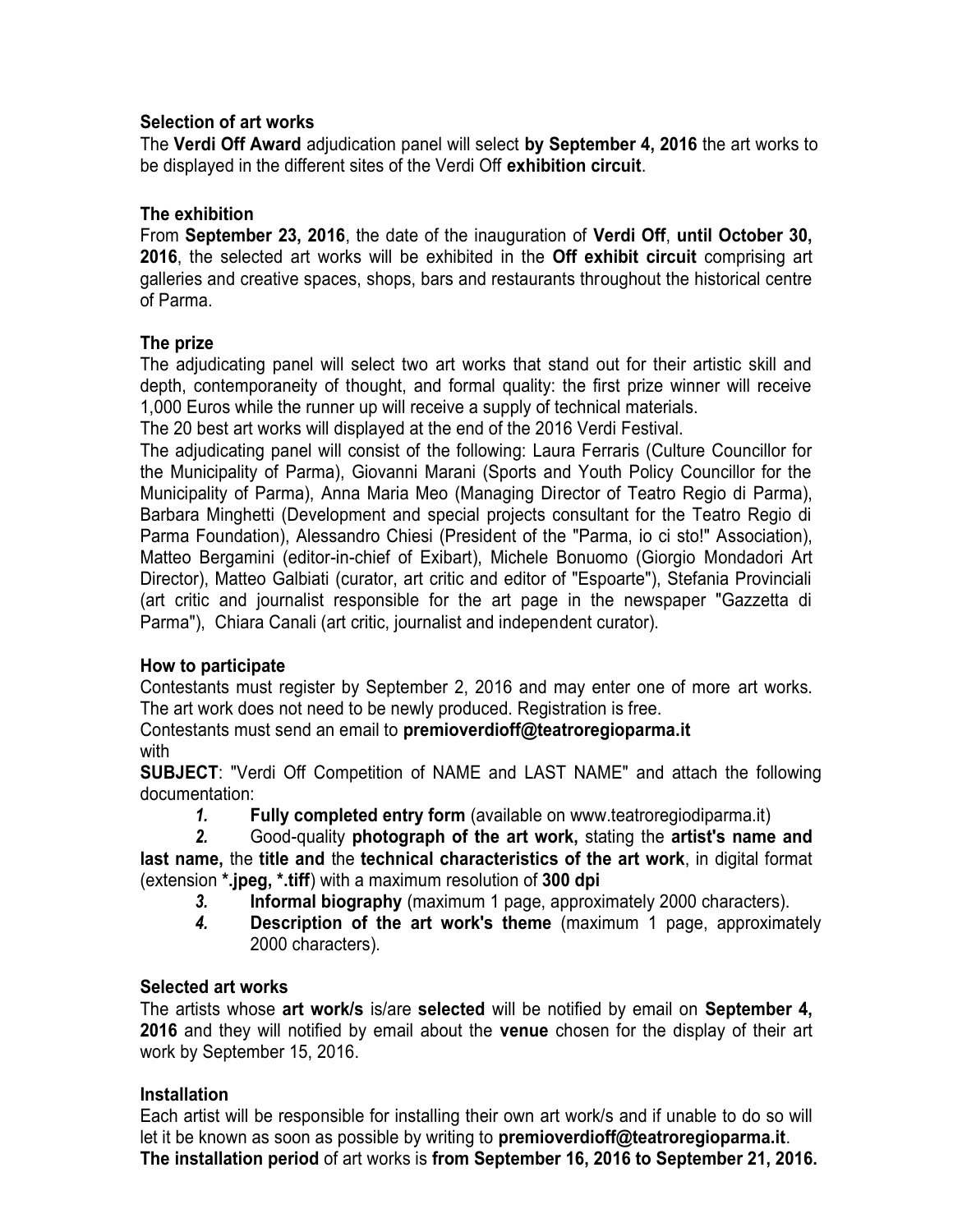### Selection of art works

The **Verdi Off Award** adjudication panel will select **by September 4, 2016** the art works to be displayed in the different sites of the Verdi Off **exhibition circuit**.

### The exhibition

From **September 23, 2016**, the date of the inauguration of **Verdi Off**, **until October 30, 2016**, the selected art works will be exhibited in the **Off exhibit circuit** comprising art galleries and creative spaces, shops, bars and restaurants throughout the historical centre of Parma.

### The prize

The adjudicating panel will select two art works that stand out for their artistic skill and depth, contemporaneity of thought, and formal quality: the first prize winner will receive 1,000 Euros while the runner up will receive a supply of technical materials.

The 20 best art works will displayed at the end of the 2016 Verdi Festival.

The adjudicating panel will consist of the following: Laura Ferraris (Culture Councillor for the Municipality of Parma), Giovanni Marani (Sports and Youth Policy Councillor for the Municipality of Parma), Anna Maria Meo (Managing Director of Teatro Regio di Parma), Barbara Minghetti (Development and special projects consultant for the Teatro Regio di Parma Foundation), Alessandro Chiesi (President of the "Parma, io ci sto!" Association), Matteo Bergamini (editor-in-chief of Exibart), Michele Bonuomo (Giorgio Mondadori Art Director), Matteo Galbiati (curator, art critic and editor of "Espoarte"), Stefania Provinciali (art critic and journalist responsible for the art page in the newspaper "Gazzetta di Parma"), Chiara Canali (art critic, journalist and independent curator).

### How to participate

Contestants must register by September 2, 2016 and may enter one of more art works. The art work does not need to be newly produced. Registration is free.

Contestants must send an email to **premioverdioff@teatroregioparma.it**
with

**SUBJECT**: "Verdi Off Competition of NAME and LAST NAME" and attach the following documentation:

1. **Fully completed entry form** (available on www.teatroregiodiparma.it)
2. Good-quality **photograph of the art work,** stating the **artist's name and last name,** the **title and** the **technical characteristics of the art work**, in digital format (extension ***.jpeg, *.tiff**) with a maximum resolution of **300 dpi**
3. **Informal biography** (maximum 1 page, approximately 2000 characters).
4. **Description of the art work's theme** (maximum 1 page, approximately 2000 characters).

### Selected art works

The artists whose **art work/s** is/are **selected** will be notified by email on **September 4, 2016** and they will notified by email about the **venue** chosen for the display of their art work by September 15, 2016.

### Installation

Each artist will be responsible for installing their own art work/s and if unable to do so will let it be known as soon as possible by writing to **premioverdioff@teatroregioparma.it**.
**The installation period** of art works is **from September 16, 2016 to September 21, 2016.**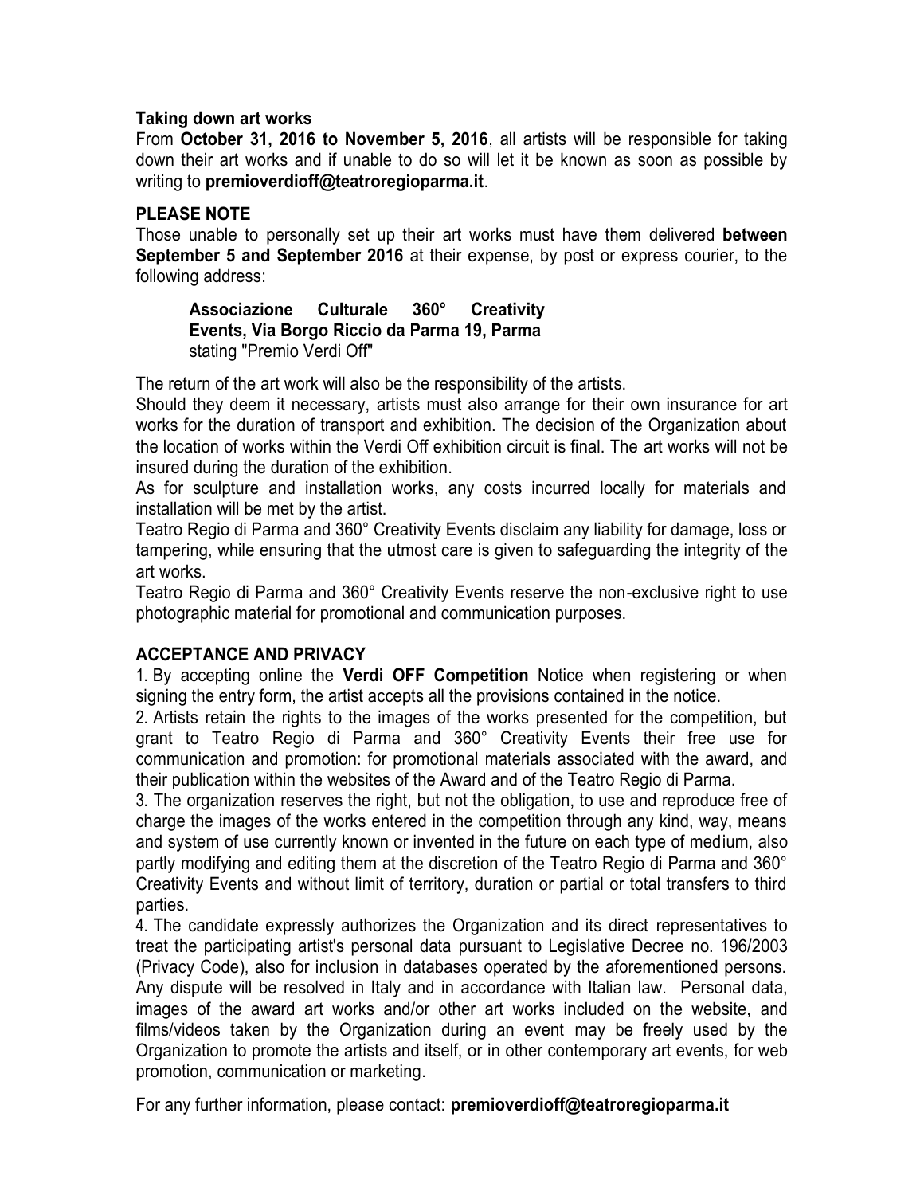**Taking down art works**

From **October 31, 2016 to November 5, 2016**, all artists will be responsible for taking down their art works and if unable to do so will let it be known as soon as possible by writing to **premioverdioff@teatroregioparma.it**.

**PLEASE NOTE**

Those unable to personally set up their art works must have them delivered **between September 5 and September 2016** at their expense, by post or express courier, to the following address:

> **Associazione Culturale 360° Creativity Events, Via Borgo Riccio da Parma 19, Parma**
> stating "Premio Verdi Off"

The return of the art work will also be the responsibility of the artists.
Should they deem it necessary, artists must also arrange for their own insurance for art works for the duration of transport and exhibition. The decision of the Organization about the location of works within the Verdi Off exhibition circuit is final. The art works will not be insured during the duration of the exhibition.
As for sculpture and installation works, any costs incurred locally for materials and installation will be met by the artist.
Teatro Regio di Parma and 360° Creativity Events disclaim any liability for damage, loss or tampering, while ensuring that the utmost care is given to safeguarding the integrity of the art works.
Teatro Regio di Parma and 360° Creativity Events reserve the non-exclusive right to use photographic material for promotional and communication purposes.

**ACCEPTANCE AND PRIVACY**

1. By accepting online the **Verdi OFF Competition** Notice when registering or when signing the entry form, the artist accepts all the provisions contained in the notice.
2. Artists retain the rights to the images of the works presented for the competition, but grant to Teatro Regio di Parma and 360° Creativity Events their free use for communication and promotion: for promotional materials associated with the award, and their publication within the websites of the Award and of the Teatro Regio di Parma.
3. The organization reserves the right, but not the obligation, to use and reproduce free of charge the images of the works entered in the competition through any kind, way, means and system of use currently known or invented in the future on each type of medium, also partly modifying and editing them at the discretion of the Teatro Regio di Parma and 360° Creativity Events and without limit of territory, duration or partial or total transfers to third parties.
4. The candidate expressly authorizes the Organization and its direct representatives to treat the participating artist's personal data pursuant to Legislative Decree no. 196/2003 (Privacy Code), also for inclusion in databases operated by the aforementioned persons. Any dispute will be resolved in Italy and in accordance with Italian law. Personal data, images of the award art works and/or other art works included on the website, and films/videos taken by the Organization during an event may be freely used by the Organization to promote the artists and itself, or in other contemporary art events, for web promotion, communication or marketing.

For any further information, please contact: **premioverdioff@teatroregioparma.it**